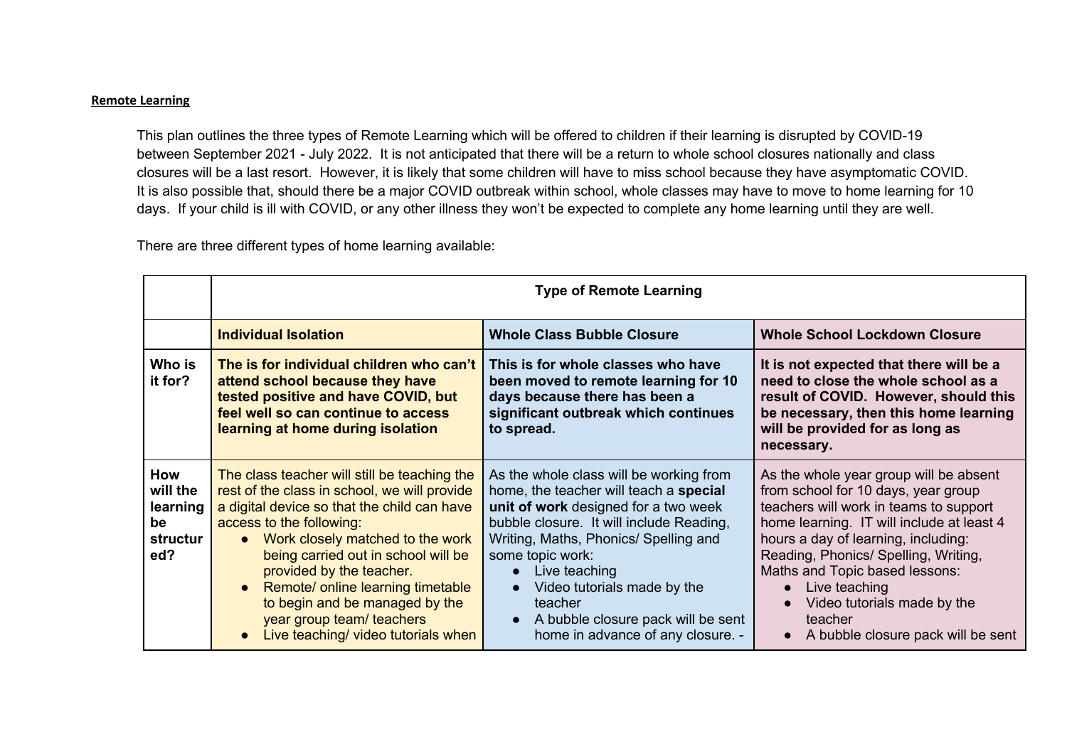**Remote Learning**

This plan outlines the three types of Remote Learning which will be offered to children if their learning is disrupted by COVID-19 between September 2021 - July 2022. It is not anticipated that there will be a return to whole school closures nationally and class closures will be a last resort. However, it is likely that some children will have to miss school because they have asymptomatic COVID. It is also possible that, should there be a major COVID outbreak within school, whole classes may have to move to home learning for 10 days. If your child is ill with COVID, or any other illness they won't be expected to complete any home learning until they are well.

There are three different types of home learning available:

| | **Type of Remote Learning** | | |
|---|---|---|---|
| | **Individual Isolation** | **Whole Class Bubble Closure** | **Whole School Lockdown Closure** |
| **Who is it for?** | **The is for individual children who can't attend school because they have tested positive and have COVID, but feel well so can continue to access learning at home during isolation** | **This is for whole classes who have been moved to remote learning for 10 days because there has been a significant outbreak which continues to spread.** | **It is not expected that there will be a need to close the whole school as a result of COVID. However, should this be necessary, then this home learning will be provided for as long as necessary.** |
| **How will the learning be structured?** | The class teacher will still be teaching the rest of the class in school, we will provide a digital device so that the child can have access to the following:<br>● Work closely matched to the work being carried out in school will be provided by the teacher.<br>● Remote/ online learning timetable to begin and be managed by the year group team/ teachers<br>● Live teaching/ video tutorials when | As the whole class will be working from home, the teacher will teach a **special unit of work** designed for a two week bubble closure. It will include Reading, Writing, Maths, Phonics/ Spelling and some topic work:<br>● Live teaching<br>● Video tutorials made by the teacher<br>● A bubble closure pack will be sent home in advance of any closure. - | As the whole year group will be absent from school for 10 days, year group teachers will work in teams to support home learning. IT will include at least 4 hours a day of learning, including: Reading, Phonics/ Spelling, Writing, Maths and Topic based lessons:<br>● Live teaching<br>● Video tutorials made by the teacher<br>● A bubble closure pack will be sent |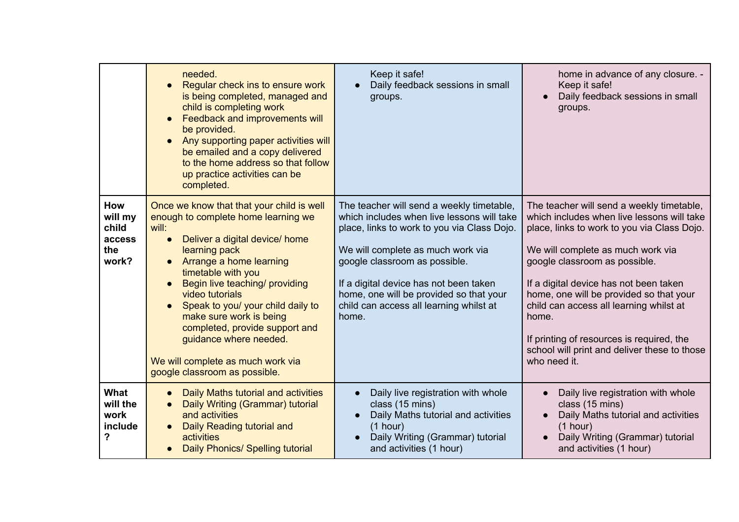| | | | |
|---|---|---|---|
| | needed.<br>● Regular check ins to ensure work is being completed, managed and child is completing work<br>● Feedback and improvements will be provided.<br>● Any supporting paper activities will be emailed and a copy delivered to the home address so that follow up practice activities can be completed. | Keep it safe!<br>● Daily feedback sessions in small groups. | home in advance of any closure. - Keep it safe!<br>● Daily feedback sessions in small groups. |
| **How will my child access the work?** | Once we know that that your child is well enough to complete home learning we will:<br>● Deliver a digital device/ home learning pack<br>● Arrange a home learning timetable with you<br>● Begin live teaching/ providing video tutorials<br>● Speak to you/ your child daily to make sure work is being completed, provide support and guidance where needed.<br><br>We will complete as much work via google classroom as possible. | The teacher will send a weekly timetable, which includes when live lessons will take place, links to work to you via Class Dojo.<br><br>We will complete as much work via google classroom as possible.<br><br>If a digital device has not been taken home, one will be provided so that your child can access all learning whilst at home. | The teacher will send a weekly timetable, which includes when live lessons will take place, links to work to you via Class Dojo.<br><br>We will complete as much work via google classroom as possible.<br><br>If a digital device has not been taken home, one will be provided so that your child can access all learning whilst at home.<br><br>If printing of resources is required, the school will print and deliver these to those who need it. |
| **What will the work include?** | ● Daily Maths tutorial and activities<br>● Daily Writing (Grammar) tutorial and activities<br>● Daily Reading tutorial and activities<br>● Daily Phonics/ Spelling tutorial | ● Daily live registration with whole class (15 mins)<br>● Daily Maths tutorial and activities (1 hour)<br>● Daily Writing (Grammar) tutorial and activities (1 hour) | ● Daily live registration with whole class (15 mins)<br>● Daily Maths tutorial and activities (1 hour)<br>● Daily Writing (Grammar) tutorial and activities (1 hour) |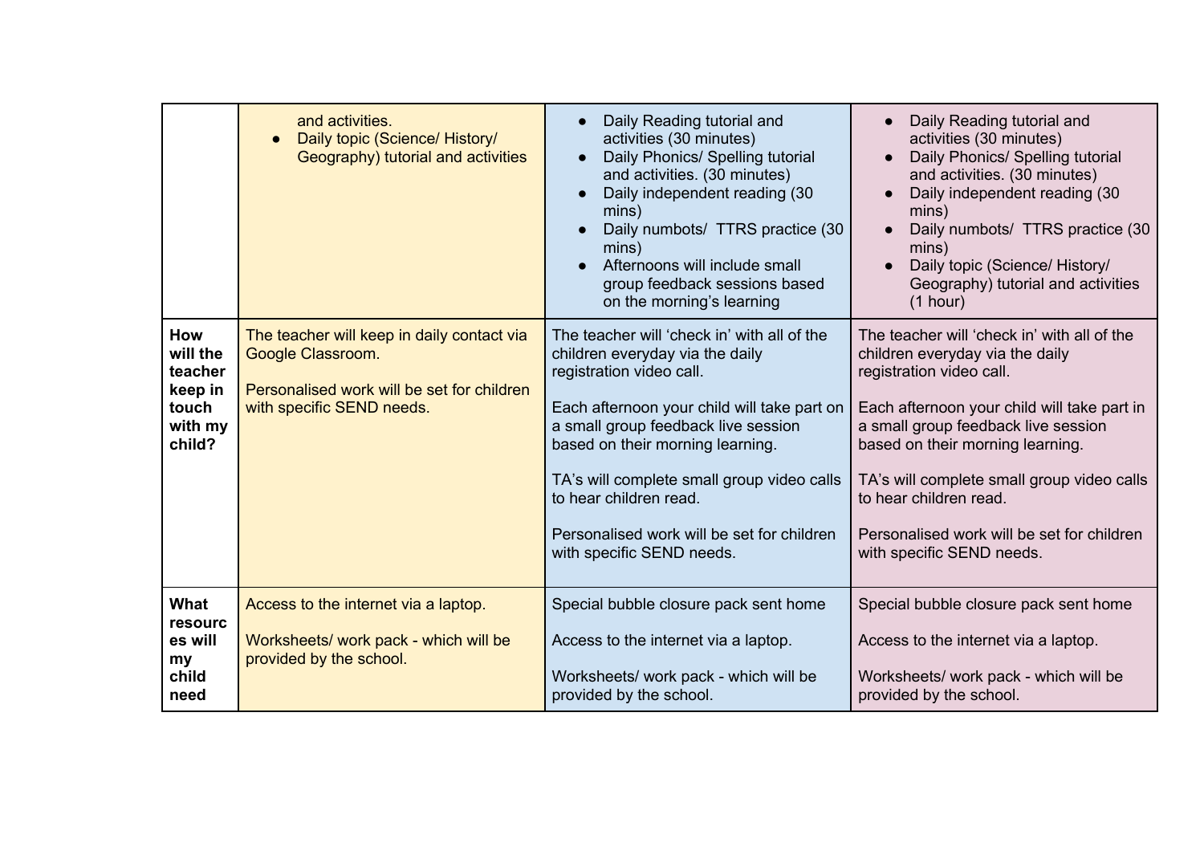| | | | |
|---|---|---|---|
| | and activities.<br>● Daily topic (Science/ History/ Geography) tutorial and activities | ● Daily Reading tutorial and activities (30 minutes)<br>● Daily Phonics/ Spelling tutorial and activities. (30 minutes)<br>● Daily independent reading (30 mins)<br>● Daily numbots/ TTRS practice (30 mins)<br>● Afternoons will include small group feedback sessions based on the morning's learning | ● Daily Reading tutorial and activities (30 minutes)<br>● Daily Phonics/ Spelling tutorial and activities. (30 minutes)<br>● Daily independent reading (30 mins)<br>● Daily numbots/ TTRS practice (30 mins)<br>● Daily topic (Science/ History/ Geography) tutorial and activities (1 hour) |
| **How will the teacher keep in touch with my child?** | The teacher will keep in daily contact via Google Classroom.<br><br>Personalised work will be set for children with specific SEND needs. | The teacher will 'check in' with all of the children everyday via the daily registration video call.<br><br>Each afternoon your child will take part on a small group feedback live session based on their morning learning.<br><br>TA's will complete small group video calls to hear children read.<br><br>Personalised work will be set for children with specific SEND needs. | The teacher will 'check in' with all of the children everyday via the daily registration video call.<br><br>Each afternoon your child will take part in a small group feedback live session based on their morning learning.<br><br>TA's will complete small group video calls to hear children read.<br><br>Personalised work will be set for children with specific SEND needs. |
| **What resources will my child need** | Access to the internet via a laptop.<br><br>Worksheets/ work pack - which will be provided by the school. | Special bubble closure pack sent home<br><br>Access to the internet via a laptop.<br><br>Worksheets/ work pack - which will be provided by the school. | Special bubble closure pack sent home<br><br>Access to the internet via a laptop.<br><br>Worksheets/ work pack - which will be provided by the school. |